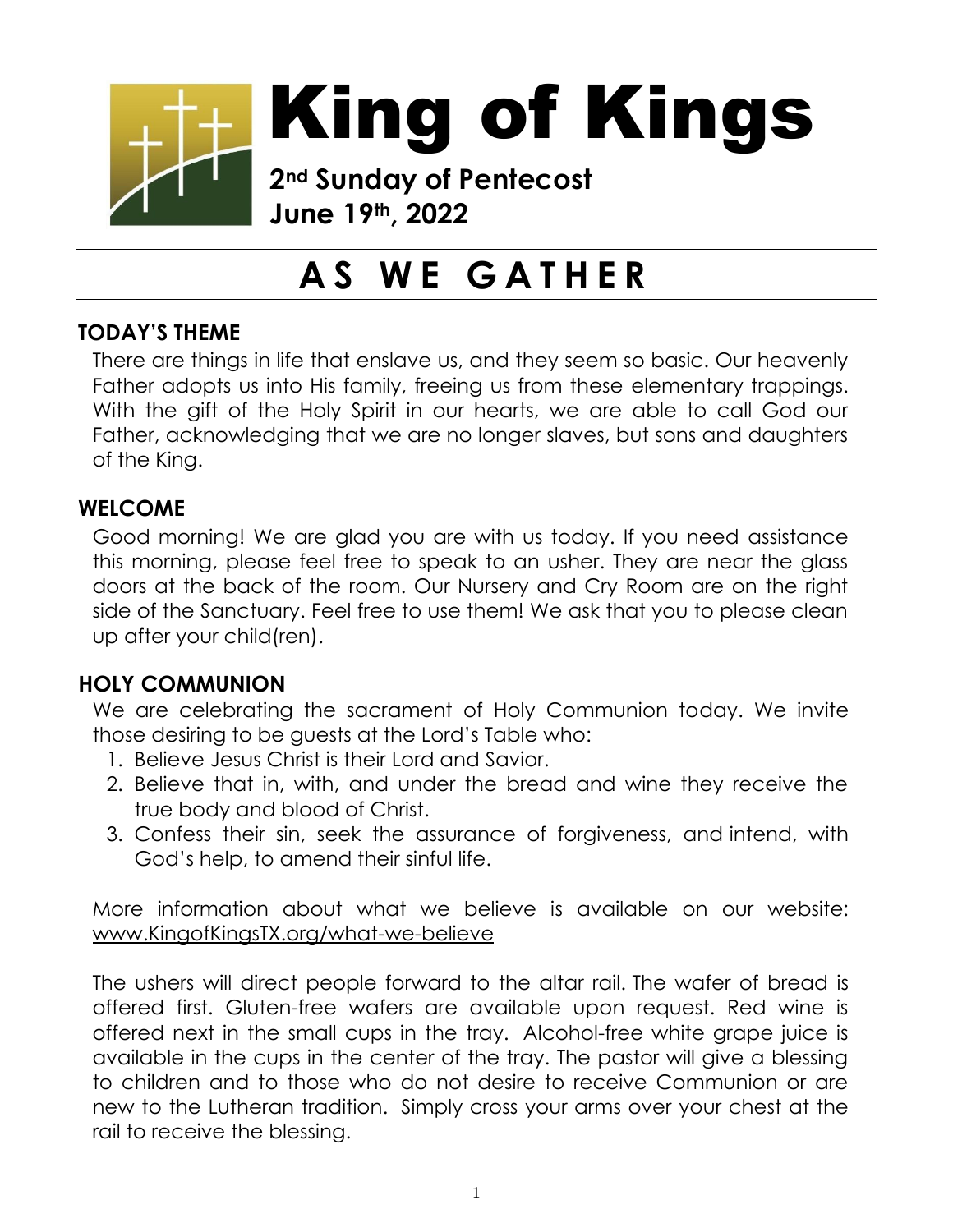# King of Kings

**2nd Sunday of Pentecost**
**June 19th, 2022**

# AS WE GATHER

### TODAY'S THEME

There are things in life that enslave us, and they seem so basic. Our heavenly Father adopts us into His family, freeing us from these elementary trappings. With the gift of the Holy Spirit in our hearts, we are able to call God our Father, acknowledging that we are no longer slaves, but sons and daughters of the King.

### WELCOME

Good morning! We are glad you are with us today. If you need assistance this morning, please feel free to speak to an usher. They are near the glass doors at the back of the room. Our Nursery and Cry Room are on the right side of the Sanctuary. Feel free to use them! We ask that you to please clean up after your child(ren).

### HOLY COMMUNION

We are celebrating the sacrament of Holy Communion today. We invite those desiring to be guests at the Lord's Table who:

1. Believe Jesus Christ is their Lord and Savior.
2. Believe that in, with, and under the bread and wine they receive the true body and blood of Christ.
3. Confess their sin, seek the assurance of forgiveness, and intend, with God's help, to amend their sinful life.

More information about what we believe is available on our website: www.KingofKingsTX.org/what-we-believe

The ushers will direct people forward to the altar rail. The wafer of bread is offered first. Gluten-free wafers are available upon request. Red wine is offered next in the small cups in the tray. Alcohol-free white grape juice is available in the cups in the center of the tray. The pastor will give a blessing to children and to those who do not desire to receive Communion or are new to the Lutheran tradition. Simply cross your arms over your chest at the rail to receive the blessing.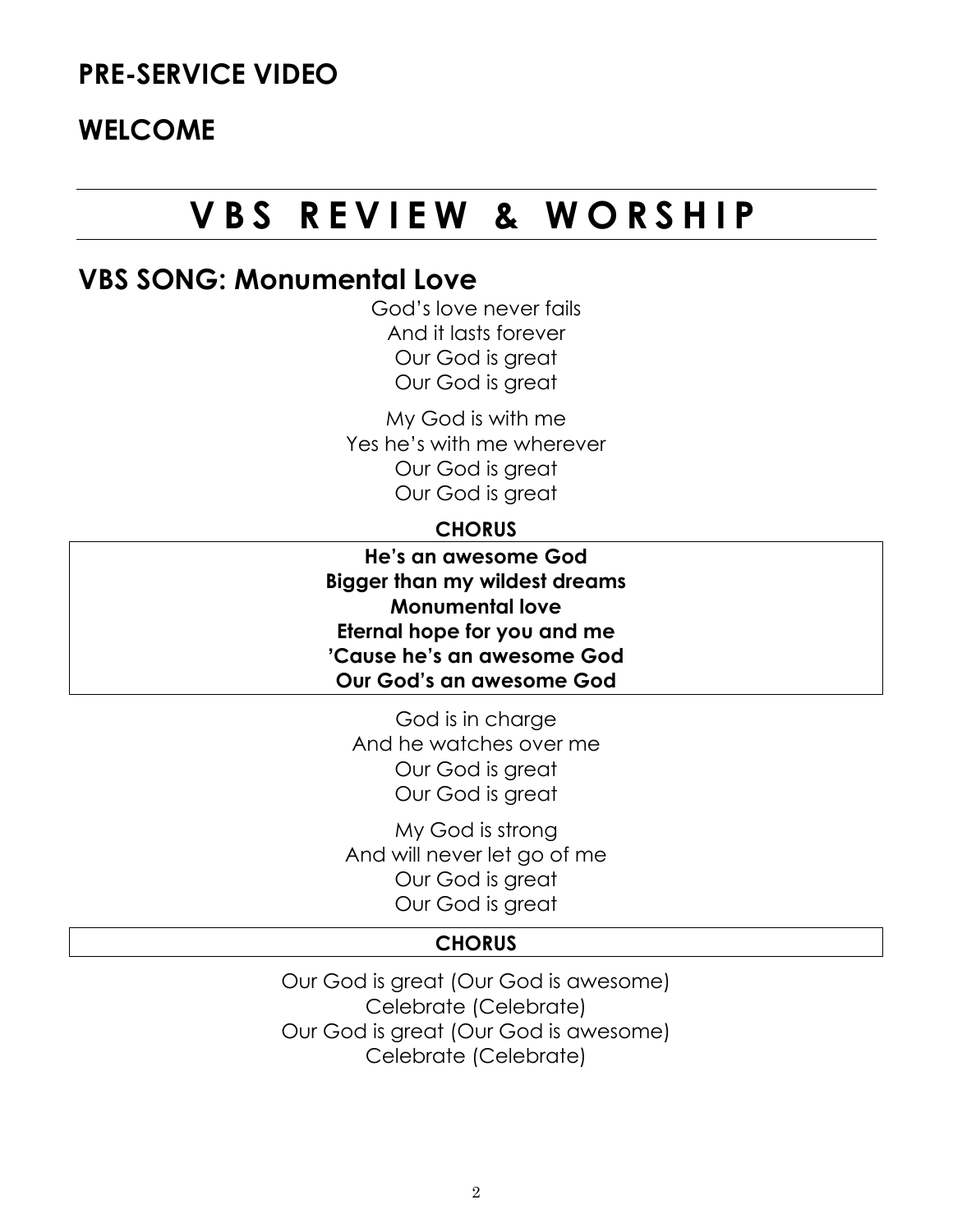## PRE-SERVICE VIDEO

## WELCOME

# VBS REVIEW & WORSHIP

## VBS SONG: Monumental Love

God's love never fails
And it lasts forever
Our God is great
Our God is great

My God is with me
Yes he's with me wherever
Our God is great
Our God is great

**CHORUS**

**He's an awesome God**
**Bigger than my wildest dreams**
**Monumental love**
**Eternal hope for you and me**
**'Cause he's an awesome God**
**Our God's an awesome God**

God is in charge
And he watches over me
Our God is great
Our God is great

My God is strong
And will never let go of me
Our God is great
Our God is great

**CHORUS**

Our God is great (Our God is awesome)
Celebrate (Celebrate)
Our God is great (Our God is awesome)
Celebrate (Celebrate)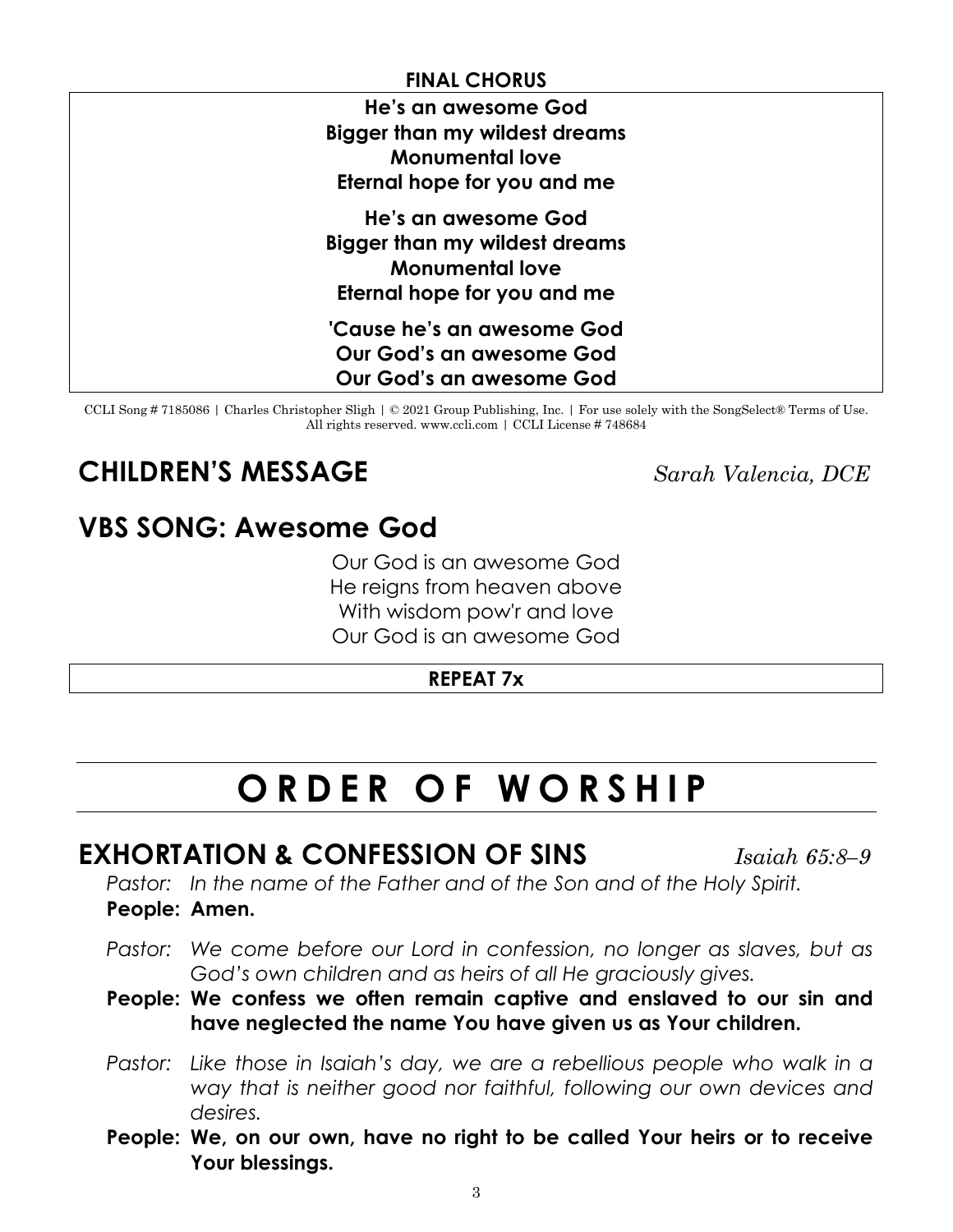**FINAL CHORUS**

**He's an awesome God**
**Bigger than my wildest dreams**
**Monumental love**
**Eternal hope for you and me**

**He's an awesome God**
**Bigger than my wildest dreams**
**Monumental love**
**Eternal hope for you and me**

**'Cause he's an awesome God**
**Our God's an awesome God**
**Our God's an awesome God**

CCLI Song # 7185086 | Charles Christopher Sligh | © 2021 Group Publishing, Inc. | For use solely with the SongSelect® Terms of Use. All rights reserved. www.ccli.com | CCLI License # 748684

## CHILDREN'S MESSAGE *Sarah Valencia, DCE*

## VBS SONG: Awesome God

Our God is an awesome God
He reigns from heaven above
With wisdom pow'r and love
Our God is an awesome God

**REPEAT 7x**

# ORDER OF WORSHIP

## EXHORTATION & CONFESSION OF SINS *Isaiah 65:8–9*

*Pastor: In the name of the Father and of the Son and of the Holy Spirit.*

**People: Amen.**

*Pastor: We come before our Lord in confession, no longer as slaves, but as God's own children and as heirs of all He graciously gives.*

**People: We confess we often remain captive and enslaved to our sin and have neglected the name You have given us as Your children.**

*Pastor: Like those in Isaiah's day, we are a rebellious people who walk in a way that is neither good nor faithful, following our own devices and desires.*

**People: We, on our own, have no right to be called Your heirs or to receive Your blessings.**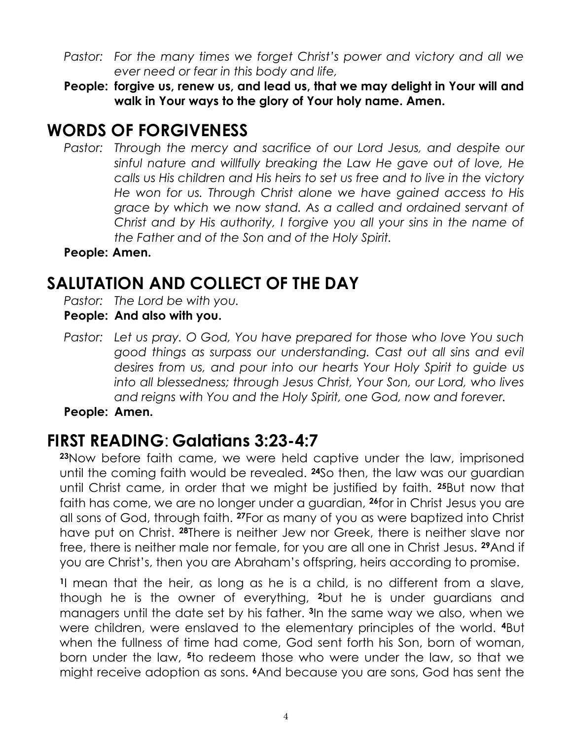*Pastor: For the many times we forget Christ's power and victory and all we ever need or fear in this body and life,*

**People: forgive us, renew us, and lead us, that we may delight in Your will and walk in Your ways to the glory of Your holy name. Amen.**

# WORDS OF FORGIVENESS

*Pastor: Through the mercy and sacrifice of our Lord Jesus, and despite our sinful nature and willfully breaking the Law He gave out of love, He calls us His children and His heirs to set us free and to live in the victory He won for us. Through Christ alone we have gained access to His grace by which we now stand. As a called and ordained servant of Christ and by His authority, I forgive you all your sins in the name of the Father and of the Son and of the Holy Spirit.*

**People: Amen.**

# SALUTATION AND COLLECT OF THE DAY

*Pastor: The Lord be with you.*

**People: And also with you.**

*Pastor: Let us pray. O God, You have prepared for those who love You such good things as surpass our understanding. Cast out all sins and evil desires from us, and pour into our hearts Your Holy Spirit to guide us into all blessedness; through Jesus Christ, Your Son, our Lord, who lives and reigns with You and the Holy Spirit, one God, now and forever.*

**People: Amen.**

# FIRST READING: Galatians 3:23-4:7

**23**Now before faith came, we were held captive under the law, imprisoned until the coming faith would be revealed. **24**So then, the law was our guardian until Christ came, in order that we might be justified by faith. **25**But now that faith has come, we are no longer under a guardian, **26**for in Christ Jesus you are all sons of God, through faith. **27**For as many of you as were baptized into Christ have put on Christ. **28**There is neither Jew nor Greek, there is neither slave nor free, there is neither male nor female, for you are all one in Christ Jesus. **29**And if you are Christ's, then you are Abraham's offspring, heirs according to promise.

**1**I mean that the heir, as long as he is a child, is no different from a slave, though he is the owner of everything, **2**but he is under guardians and managers until the date set by his father. **3**In the same way we also, when we were children, were enslaved to the elementary principles of the world. **4**But when the fullness of time had come, God sent forth his Son, born of woman, born under the law, **5**to redeem those who were under the law, so that we might receive adoption as sons. **6**And because you are sons, God has sent the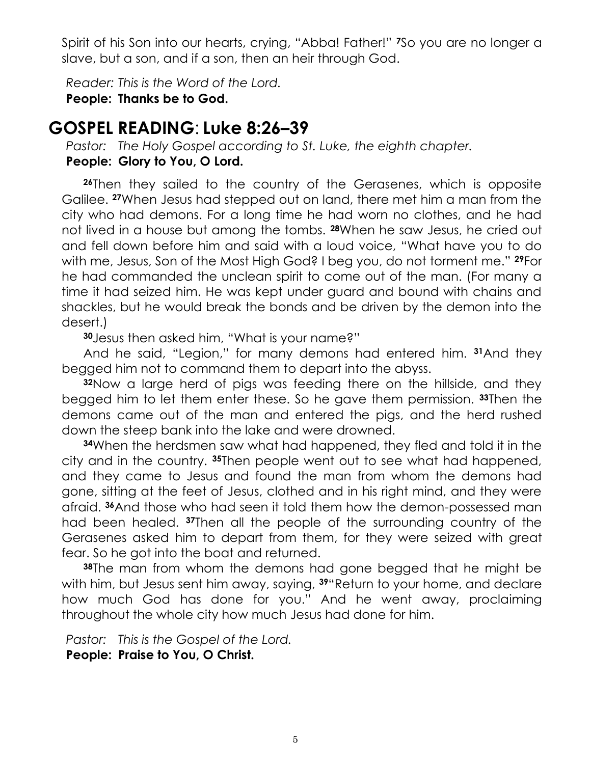Spirit of his Son into our hearts, crying, "Abba! Father!" [7]So you are no longer a slave, but a son, and if a son, then an heir through God.

*Reader: This is the Word of the Lord.*
**People: Thanks be to God.**

## GOSPEL READING: Luke 8:26–39

*Pastor: The Holy Gospel according to St. Luke, the eighth chapter.*
**People: Glory to You, O Lord.**

[26]Then they sailed to the country of the Gerasenes, which is opposite Galilee. [27]When Jesus had stepped out on land, there met him a man from the city who had demons. For a long time he had worn no clothes, and he had not lived in a house but among the tombs. [28]When he saw Jesus, he cried out and fell down before him and said with a loud voice, "What have you to do with me, Jesus, Son of the Most High God? I beg you, do not torment me." [29]For he had commanded the unclean spirit to come out of the man. (For many a time it had seized him. He was kept under guard and bound with chains and shackles, but he would break the bonds and be driven by the demon into the desert.)

[30]Jesus then asked him, "What is your name?"

And he said, "Legion," for many demons had entered him. [31]And they begged him not to command them to depart into the abyss.

[32]Now a large herd of pigs was feeding there on the hillside, and they begged him to let them enter these. So he gave them permission. [33]Then the demons came out of the man and entered the pigs, and the herd rushed down the steep bank into the lake and were drowned.

[34]When the herdsmen saw what had happened, they fled and told it in the city and in the country. [35]Then people went out to see what had happened, and they came to Jesus and found the man from whom the demons had gone, sitting at the feet of Jesus, clothed and in his right mind, and they were afraid. [36]And those who had seen it told them how the demon-possessed man had been healed. [37]Then all the people of the surrounding country of the Gerasenes asked him to depart from them, for they were seized with great fear. So he got into the boat and returned.

[38]The man from whom the demons had gone begged that he might be with him, but Jesus sent him away, saying, [39]"Return to your home, and declare how much God has done for you." And he went away, proclaiming throughout the whole city how much Jesus had done for him.

*Pastor: This is the Gospel of the Lord.*
**People: Praise to You, O Christ.**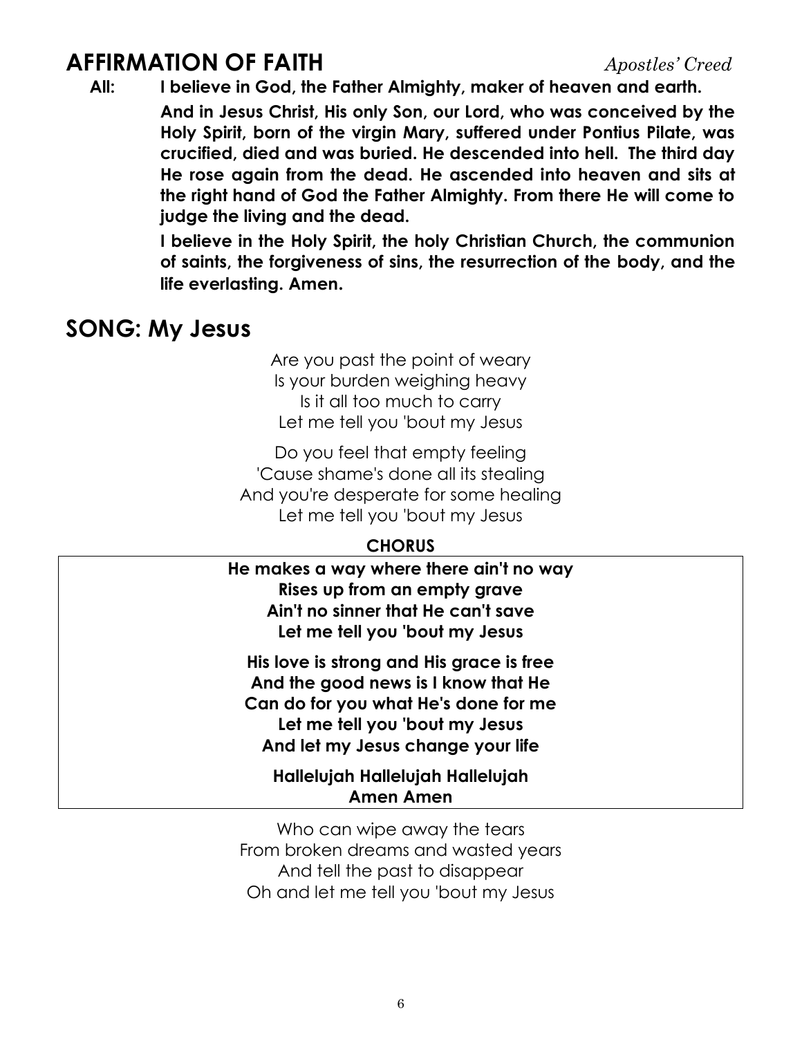## AFFIRMATION OF FAITH *Apostles' Creed*

**All:** **I believe in God, the Father Almighty, maker of heaven and earth.**

**And in Jesus Christ, His only Son, our Lord, who was conceived by the Holy Spirit, born of the virgin Mary, suffered under Pontius Pilate, was crucified, died and was buried. He descended into hell. The third day He rose again from the dead. He ascended into heaven and sits at the right hand of God the Father Almighty. From there He will come to judge the living and the dead.**

**I believe in the Holy Spirit, the holy Christian Church, the communion of saints, the forgiveness of sins, the resurrection of the body, and the life everlasting. Amen.**

## SONG: My Jesus

Are you past the point of weary
Is your burden weighing heavy
Is it all too much to carry
Let me tell you 'bout my Jesus

Do you feel that empty feeling
'Cause shame's done all its stealing
And you're desperate for some healing
Let me tell you 'bout my Jesus

**CHORUS**

**He makes a way where there ain't no way**
**Rises up from an empty grave**
**Ain't no sinner that He can't save**
**Let me tell you 'bout my Jesus**

**His love is strong and His grace is free**
**And the good news is I know that He**
**Can do for you what He's done for me**
**Let me tell you 'bout my Jesus**
**And let my Jesus change your life**

**Hallelujah Hallelujah Hallelujah**
**Amen Amen**

Who can wipe away the tears
From broken dreams and wasted years
And tell the past to disappear
Oh and let me tell you 'bout my Jesus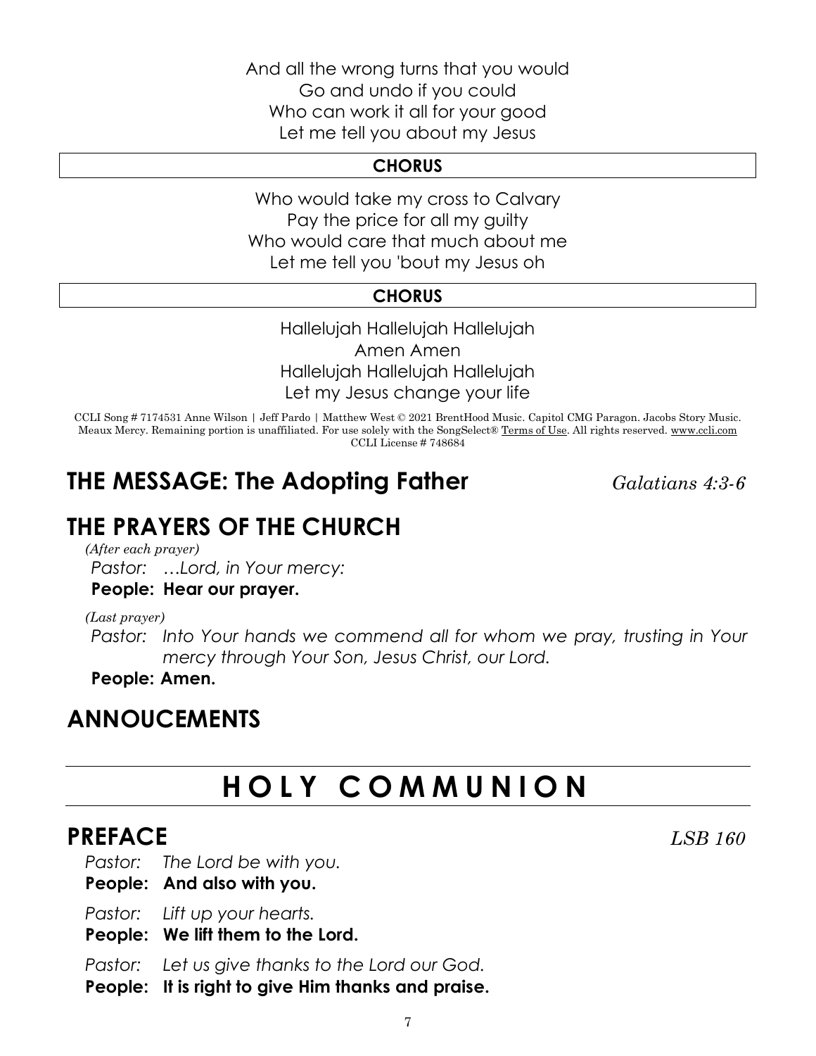And all the wrong turns that you would
Go and undo if you could
Who can work it all for your good
Let me tell you about my Jesus

**CHORUS**

Who would take my cross to Calvary
Pay the price for all my guilty
Who would care that much about me
Let me tell you 'bout my Jesus oh

**CHORUS**

Hallelujah Hallelujah Hallelujah
Amen Amen
Hallelujah Hallelujah Hallelujah
Let my Jesus change your life

CCLI Song # 7174531 Anne Wilson | Jeff Pardo | Matthew West © 2021 BrentHood Music. Capitol CMG Paragon. Jacobs Story Music. Meaux Mercy. Remaining portion is unaffiliated. For use solely with the SongSelect® Terms of Use. All rights reserved. www.ccli.com
CCLI License # 748684

## THE MESSAGE: The Adopting Father *Galatians 4:3-6*

## THE PRAYERS OF THE CHURCH

*(After each prayer)*

*Pastor: …Lord, in Your mercy:*

**People: Hear our prayer.**

*(Last prayer)*

*Pastor: Into Your hands we commend all for whom we pray, trusting in Your mercy through Your Son, Jesus Christ, our Lord.*

**People: Amen.**

## ANNOUCEMENTS

# HOLY COMMUNION

## PREFACE *LSB 160*

*Pastor: The Lord be with you.*

**People: And also with you.**

*Pastor: Lift up your hearts.*

**People: We lift them to the Lord.**

*Pastor: Let us give thanks to the Lord our God.*

**People: It is right to give Him thanks and praise.**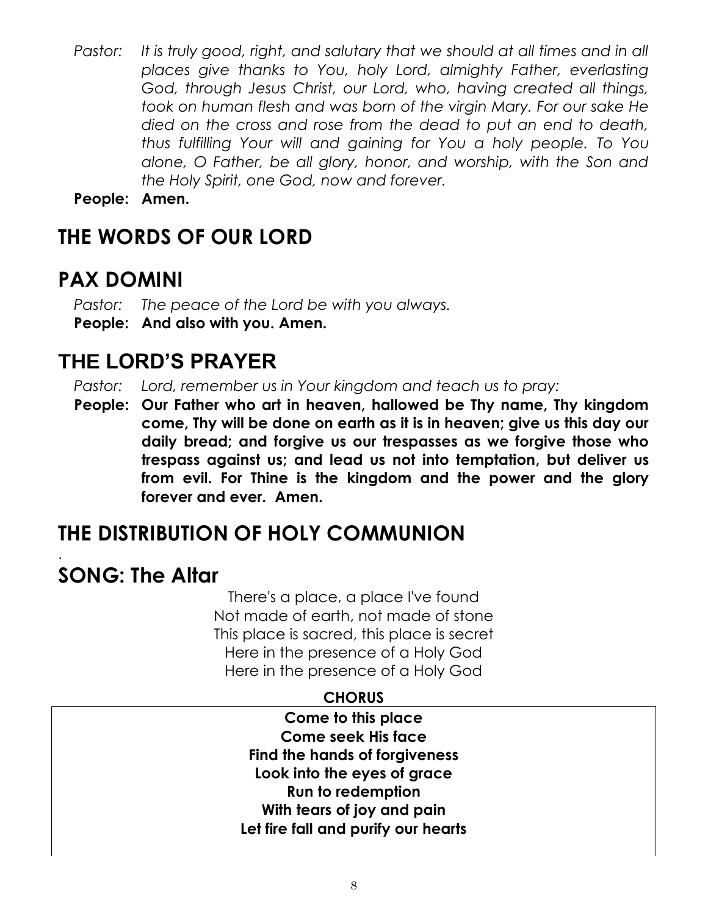*Pastor: It is truly good, right, and salutary that we should at all times and in all places give thanks to You, holy Lord, almighty Father, everlasting God, through Jesus Christ, our Lord, who, having created all things, took on human flesh and was born of the virgin Mary. For our sake He died on the cross and rose from the dead to put an end to death, thus fulfilling Your will and gaining for You a holy people. To You alone, O Father, be all glory, honor, and worship, with the Son and the Holy Spirit, one God, now and forever.*

**People: Amen.**

## THE WORDS OF OUR LORD

## PAX DOMINI

*Pastor: The peace of the Lord be with you always.*

**People: And also with you. Amen.**

## THE LORD'S PRAYER

*Pastor: Lord, remember us in Your kingdom and teach us to pray:*

**People: Our Father who art in heaven, hallowed be Thy name, Thy kingdom come, Thy will be done on earth as it is in heaven; give us this day our daily bread; and forgive us our trespasses as we forgive those who trespass against us; and lead us not into temptation, but deliver us from evil. For Thine is the kingdom and the power and the glory forever and ever. Amen.**

## THE DISTRIBUTION OF HOLY COMMUNION

## SONG: The Altar

There's a place, a place I've found
Not made of earth, not made of stone
This place is sacred, this place is secret
Here in the presence of a Holy God
Here in the presence of a Holy God

**CHORUS**

**Come to this place**
**Come seek His face**
**Find the hands of forgiveness**
**Look into the eyes of grace**
**Run to redemption**
**With tears of joy and pain**
**Let fire fall and purify our hearts**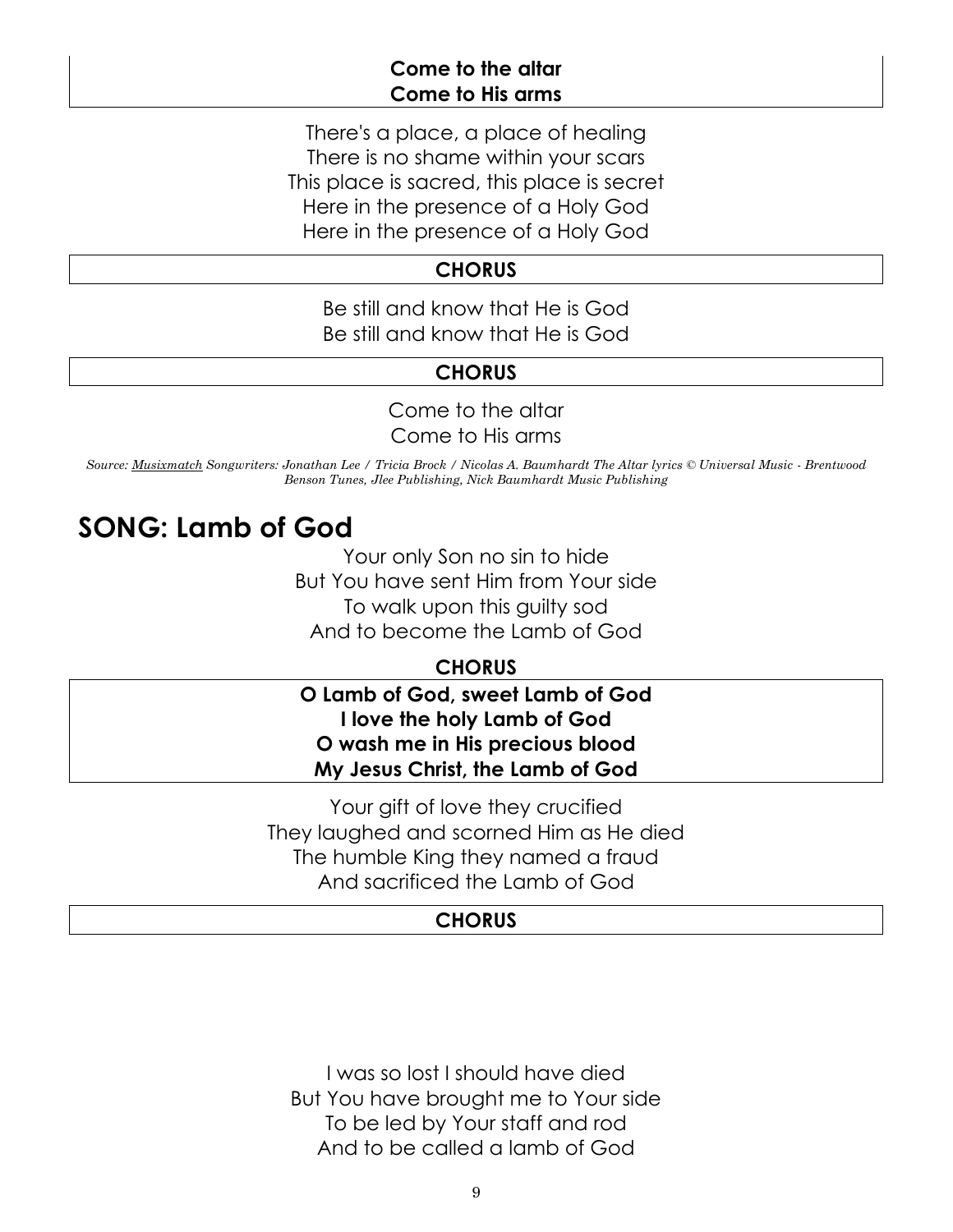**Come to the altar**
**Come to His arms**

There's a place, a place of healing
There is no shame within your scars
This place is sacred, this place is secret
Here in the presence of a Holy God
Here in the presence of a Holy God

**CHORUS**

Be still and know that He is God
Be still and know that He is God

**CHORUS**

Come to the altar
Come to His arms

*Source: Musixmatch Songwriters: Jonathan Lee / Tricia Brock / Nicolas A. Baumhardt The Altar lyrics © Universal Music - Brentwood Benson Tunes, Jlee Publishing, Nick Baumhardt Music Publishing*

## SONG: Lamb of God

Your only Son no sin to hide
But You have sent Him from Your side
To walk upon this guilty sod
And to become the Lamb of God

**CHORUS**

**O Lamb of God, sweet Lamb of God**
**I love the holy Lamb of God**
**O wash me in His precious blood**
**My Jesus Christ, the Lamb of God**

Your gift of love they crucified
They laughed and scorned Him as He died
The humble King they named a fraud
And sacrificed the Lamb of God

**CHORUS**

I was so lost I should have died
But You have brought me to Your side
To be led by Your staff and rod
And to be called a lamb of God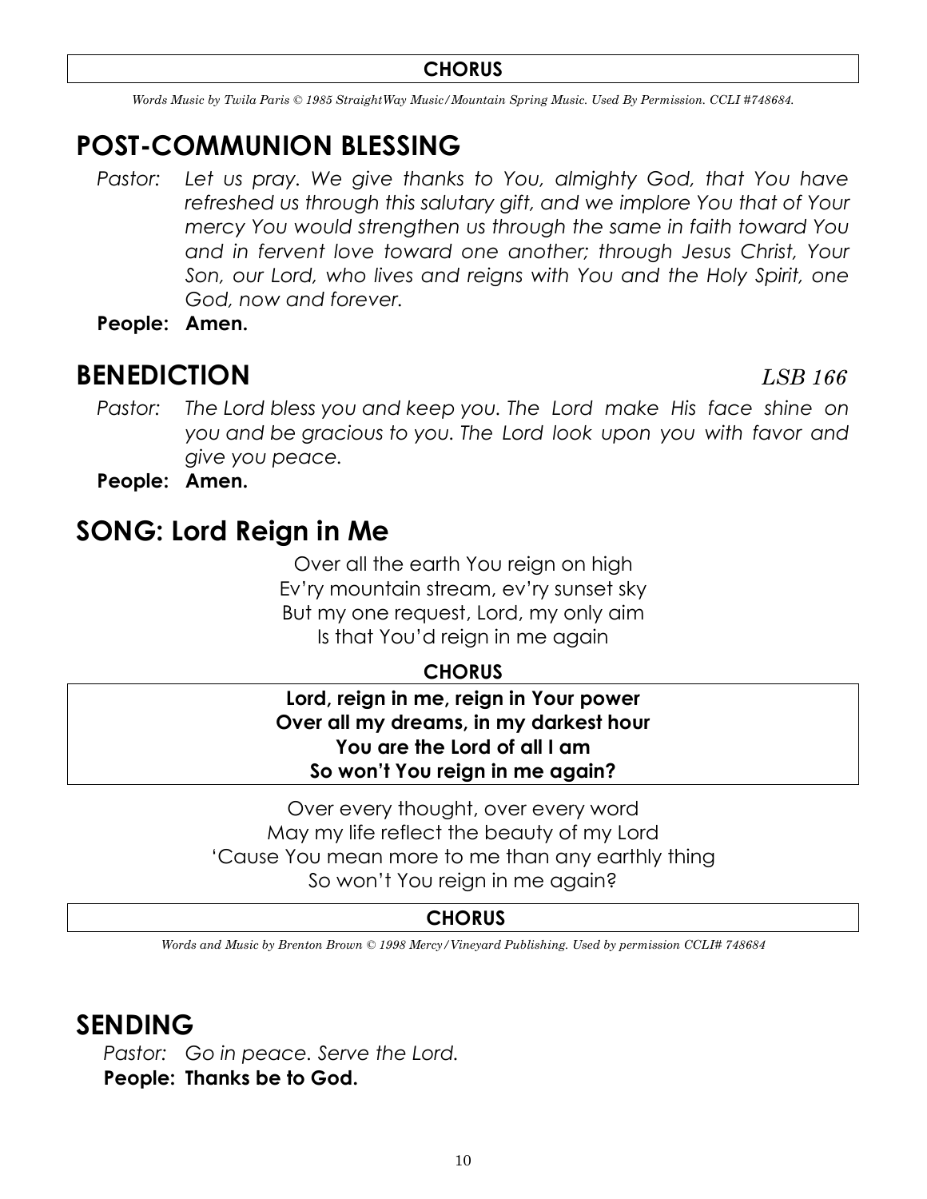**CHORUS**

*Words Music by Twila Paris © 1985 StraightWay Music/Mountain Spring Music. Used By Permission. CCLI #748684.*

## POST-COMMUNION BLESSING

*Pastor:* *Let us pray. We give thanks to You, almighty God, that You have refreshed us through this salutary gift, and we implore You that of Your mercy You would strengthen us through the same in faith toward You and in fervent love toward one another; through Jesus Christ, Your Son, our Lord, who lives and reigns with You and the Holy Spirit, one God, now and forever.*

**People: Amen.**

## BENEDICTION *LSB 166*

*Pastor:* *The Lord bless you and keep you. The Lord make His face shine on you and be gracious to you. The Lord look upon you with favor and give you peace.*

**People: Amen.**

## SONG: Lord Reign in Me

Over all the earth You reign on high
Ev'ry mountain stream, ev'ry sunset sky
But my one request, Lord, my only aim
Is that You'd reign in me again

**CHORUS**

**Lord, reign in me, reign in Your power**
**Over all my dreams, in my darkest hour**
**You are the Lord of all I am**
**So won't You reign in me again?**

Over every thought, over every word
May my life reflect the beauty of my Lord
'Cause You mean more to me than any earthly thing
So won't You reign in me again?

**CHORUS**

*Words and Music by Brenton Brown © 1998 Mercy/Vineyard Publishing. Used by permission CCLI# 748684*

## SENDING

*Pastor:* *Go in peace. Serve the Lord.*

**People: Thanks be to God.**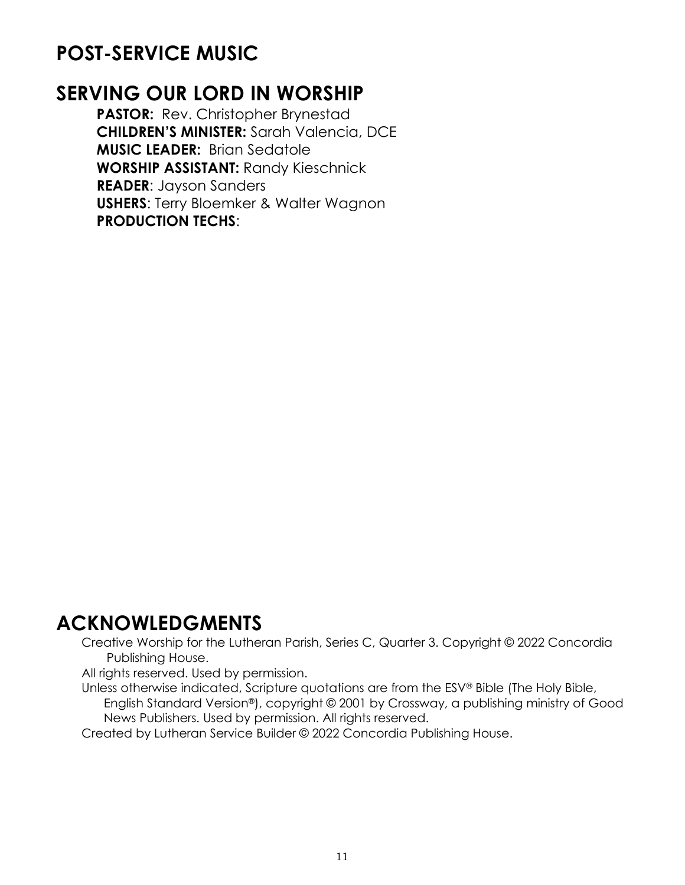# POST-SERVICE MUSIC

# SERVING OUR LORD IN WORSHIP

**PASTOR:** Rev. Christopher Brynestad
**CHILDREN'S MINISTER:** Sarah Valencia, DCE
**MUSIC LEADER:** Brian Sedatole
**WORSHIP ASSISTANT:** Randy Kieschnick
**READER**: Jayson Sanders
**USHERS**: Terry Bloemker & Walter Wagnon
**PRODUCTION TECHS**:

# ACKNOWLEDGMENTS

Creative Worship for the Lutheran Parish, Series C, Quarter 3. Copyright © 2022 Concordia Publishing House.

All rights reserved. Used by permission.

Unless otherwise indicated, Scripture quotations are from the ESV® Bible (The Holy Bible, English Standard Version®), copyright © 2001 by Crossway, a publishing ministry of Good News Publishers. Used by permission. All rights reserved.

Created by Lutheran Service Builder © 2022 Concordia Publishing House.